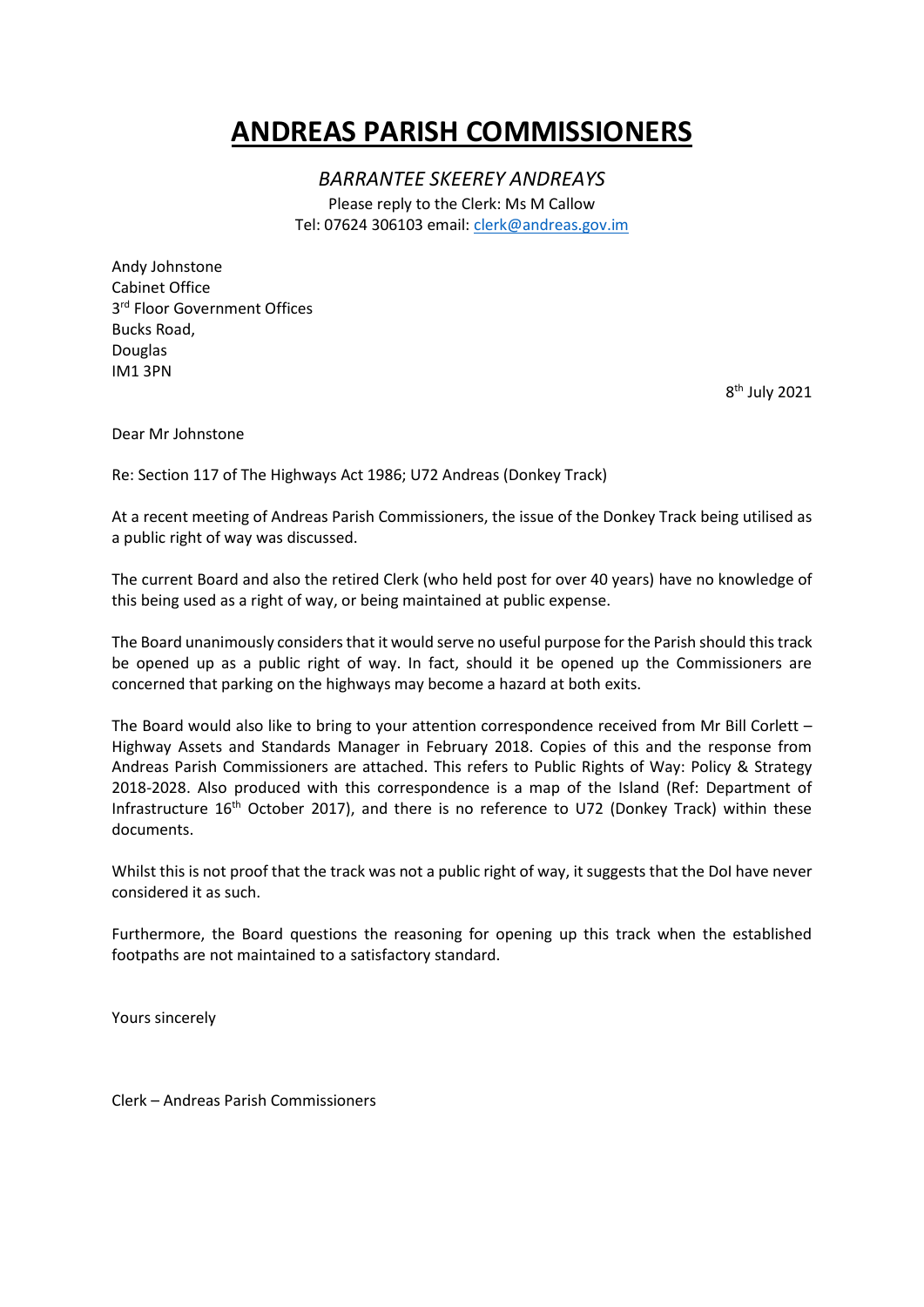# ANDREAS PARISH COMMISSIONERS

*BARRANTEE SKEEREY ANDREAYS*

Please reply to the Clerk: Ms M Callow
Tel: 07624 306103 email: clerk@andreas.gov.im

Andy Johnstone
Cabinet Office
3rd Floor Government Offices
Bucks Road,
Douglas
IM1 3PN

8th July 2021

Dear Mr Johnstone

Re: Section 117 of The Highways Act 1986; U72 Andreas (Donkey Track)

At a recent meeting of Andreas Parish Commissioners, the issue of the Donkey Track being utilised as a public right of way was discussed.

The current Board and also the retired Clerk (who held post for over 40 years) have no knowledge of this being used as a right of way, or being maintained at public expense.

The Board unanimously considers that it would serve no useful purpose for the Parish should this track be opened up as a public right of way. In fact, should it be opened up the Commissioners are concerned that parking on the highways may become a hazard at both exits.

The Board would also like to bring to your attention correspondence received from Mr Bill Corlett – Highway Assets and Standards Manager in February 2018. Copies of this and the response from Andreas Parish Commissioners are attached. This refers to Public Rights of Way: Policy & Strategy 2018-2028. Also produced with this correspondence is a map of the Island (Ref: Department of Infrastructure 16th October 2017), and there is no reference to U72 (Donkey Track) within these documents.

Whilst this is not proof that the track was not a public right of way, it suggests that the DoI have never considered it as such.

Furthermore, the Board questions the reasoning for opening up this track when the established footpaths are not maintained to a satisfactory standard.

Yours sincerely

Clerk – Andreas Parish Commissioners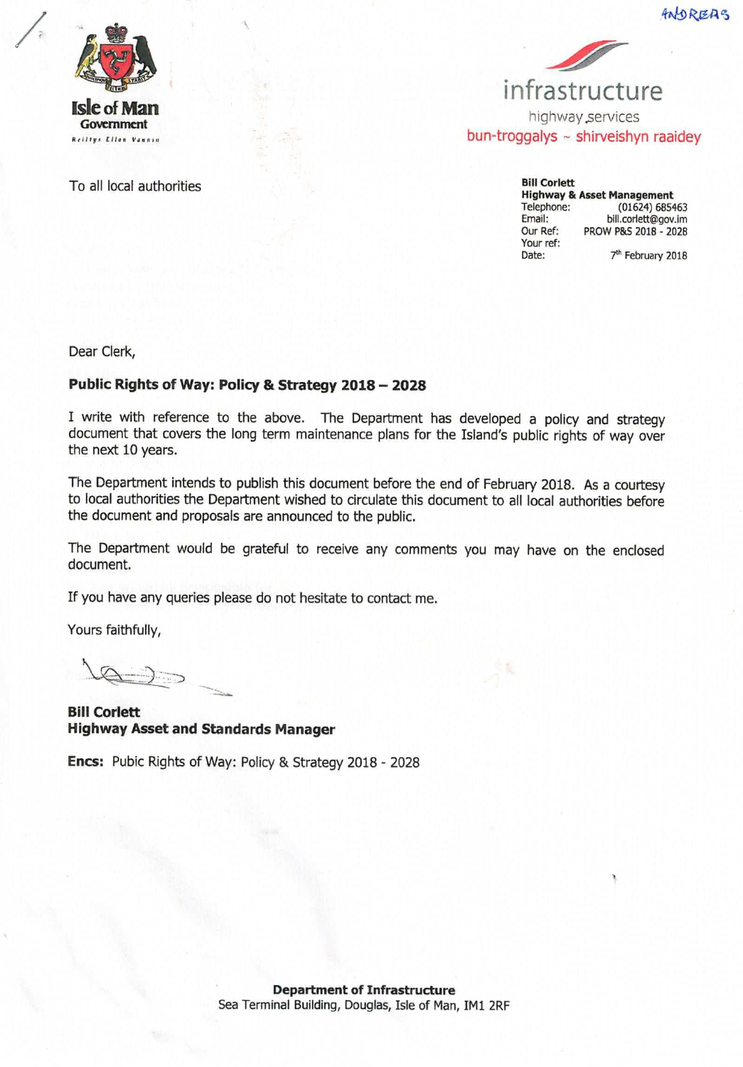ANDREAS

Isle of Man Government

Reiltys Ellan Vannin

infrastructure

highway services

bun-troggalys ~ shirveishyn raaidey

To all local authorities

**Bill Corlett**
**Highway & Asset Management**
Telephone: (01624) 685463
Email: bill.corlett@gov.im
Our Ref: PROW P&S 2018 - 2028
Your ref:
Date: 7th February 2018

Dear Clerk,

**Public Rights of Way: Policy & Strategy 2018 – 2028**

I write with reference to the above. The Department has developed a policy and strategy document that covers the long term maintenance plans for the Island's public rights of way over the next 10 years.

The Department intends to publish this document before the end of February 2018. As a courtesy to local authorities the Department wished to circulate this document to all local authorities before the document and proposals are announced to the public.

The Department would be grateful to receive any comments you may have on the enclosed document.

If you have any queries please do not hesitate to contact me.

Yours faithfully,

**Bill Corlett**
**Highway Asset and Standards Manager**

**Encs:** Pubic Rights of Way: Policy & Strategy 2018 - 2028

**Department of Infrastructure**
Sea Terminal Building, Douglas, Isle of Man, IM1 2RF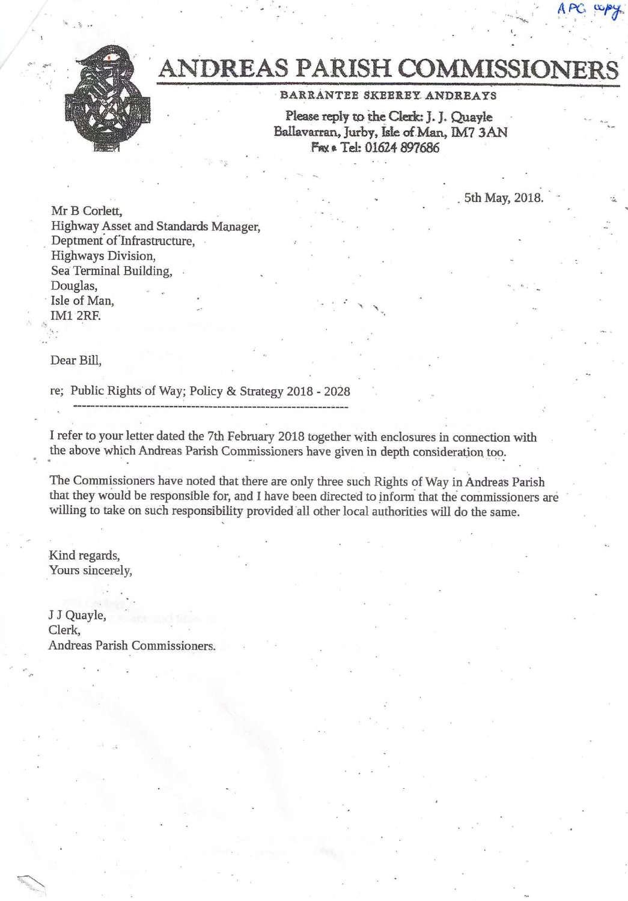APC copy.

# ANDREAS PARISH COMMISSIONERS

BARRANTEE SKEEREY ANDREAYS

Please reply to the Clerk: J. J. Quayle
Ballavarran, Jurby, Isle of Man, IM7 3AN
Fax & Tel: 01624 897686

5th May, 2018.

Mr B Corlett,
Highway Asset and Standards Manager,
Deptment of Infrastructure,
Highways Division,
Sea Terminal Building,
Douglas,
Isle of Man,
IM1 2RF.

Dear Bill,

re; Public Rights of Way; Policy & Strategy 2018 - 2028

I refer to your letter dated the 7th February 2018 together with enclosures in connection with the above which Andreas Parish Commissioners have given in depth consideration too.

The Commissioners have noted that there are only three such Rights of Way in Andreas Parish that they would be responsible for, and I have been directed to inform that the commissioners are willing to take on such responsibility provided all other local authorities will do the same.

Kind regards,
Yours sincerely,

J J Quayle,
Clerk,
Andreas Parish Commissioners.